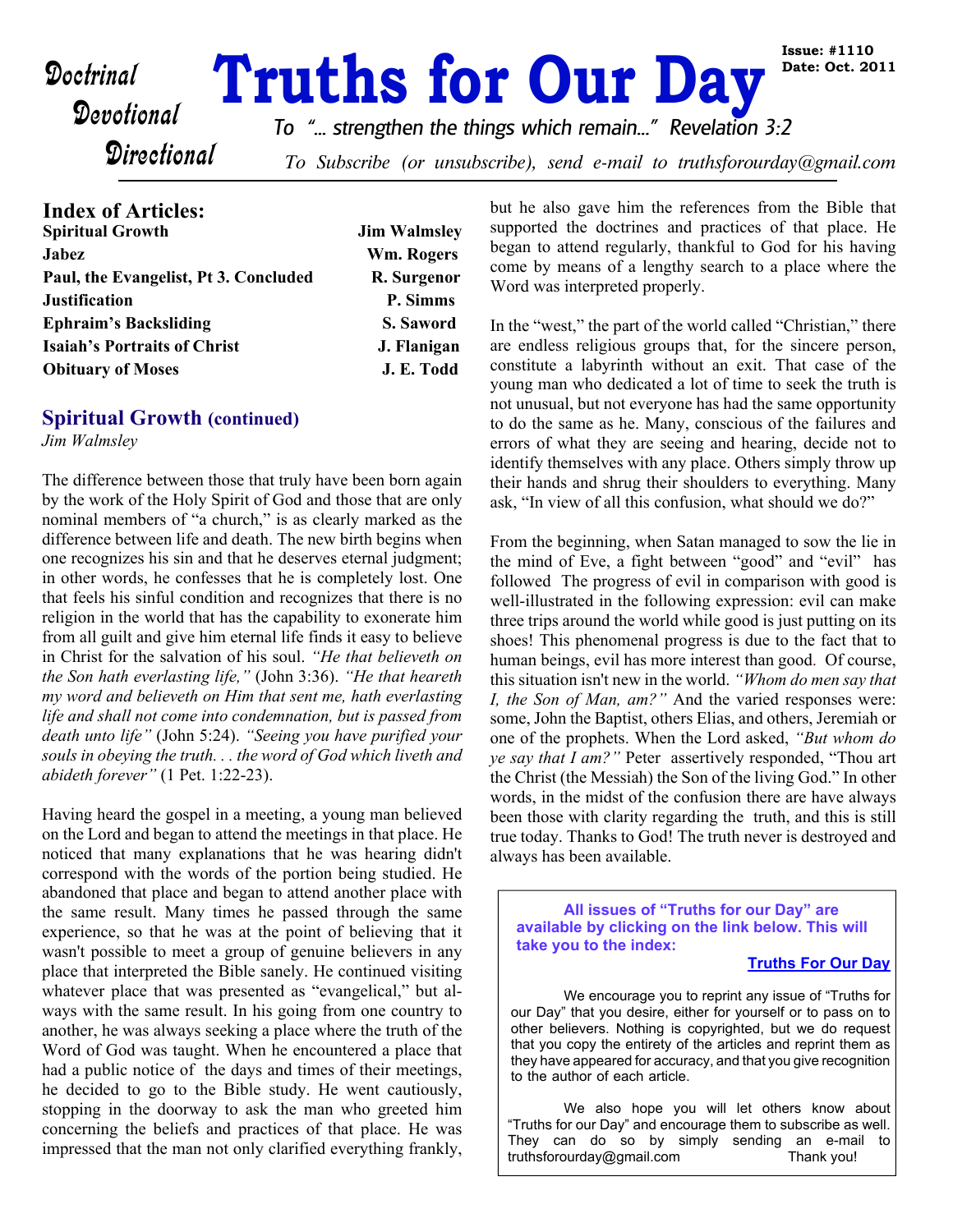Doctrinal
Devotional
Directional

# Truths for Our Day

**Issue: #1110**
**Date: Oct. 2011**

*To "... strengthen the things which remain..." Revelation 3:2*

*To Subscribe (or unsubscribe), send e-mail to truthsforourday@gmail.com*

## Index of Articles:

| | |
|---|---|
| **Spiritual Growth** | **Jim Walmsley** |
| **Jabez** | **Wm. Rogers** |
| **Paul, the Evangelist, Pt 3. Concluded** | **R. Surgenor** |
| **Justification** | **P. Simms** |
| **Ephraim's Backsliding** | **S. Saword** |
| **Isaiah's Portraits of Christ** | **J. Flanigan** |
| **Obituary of Moses** | **J. E. Todd** |

## Spiritual Growth (continued)

*Jim Walmsley*

The difference between those that truly have been born again by the work of the Holy Spirit of God and those that are only nominal members of "a church," is as clearly marked as the difference between life and death. The new birth begins when one recognizes his sin and that he deserves eternal judgment; in other words, he confesses that he is completely lost. One that feels his sinful condition and recognizes that there is no religion in the world that has the capability to exonerate him from all guilt and give him eternal life finds it easy to believe in Christ for the salvation of his soul. *"He that believeth on the Son hath everlasting life,"* (John 3:36). *"He that heareth my word and believeth on Him that sent me, hath everlasting life and shall not come into condemnation, but is passed from death unto life"* (John 5:24). *"Seeing you have purified your souls in obeying the truth. . . the word of God which liveth and abideth forever"* (1 Pet. 1:22-23).

Having heard the gospel in a meeting, a young man believed on the Lord and began to attend the meetings in that place. He noticed that many explanations that he was hearing didn't correspond with the words of the portion being studied. He abandoned that place and began to attend another place with the same result. Many times he passed through the same experience, so that he was at the point of believing that it wasn't possible to meet a group of genuine believers in any place that interpreted the Bible sanely. He continued visiting whatever place that was presented as "evangelical," but always with the same result. In his going from one country to another, he was always seeking a place where the truth of the Word of God was taught. When he encountered a place that had a public notice of the days and times of their meetings, he decided to go to the Bible study. He went cautiously, stopping in the doorway to ask the man who greeted him concerning the beliefs and practices of that place. He was impressed that the man not only clarified everything frankly, but he also gave him the references from the Bible that supported the doctrines and practices of that place. He began to attend regularly, thankful to God for his having come by means of a lengthy search to a place where the Word was interpreted properly.

In the "west," the part of the world called "Christian," there are endless religious groups that, for the sincere person, constitute a labyrinth without an exit. That case of the young man who dedicated a lot of time to seek the truth is not unusual, but not everyone has had the same opportunity to do the same as he. Many, conscious of the failures and errors of what they are seeing and hearing, decide not to identify themselves with any place. Others simply throw up their hands and shrug their shoulders to everything. Many ask, "In view of all this confusion, what should we do?"

From the beginning, when Satan managed to sow the lie in the mind of Eve, a fight between "good" and "evil" has followed The progress of evil in comparison with good is well-illustrated in the following expression: evil can make three trips around the world while good is just putting on its shoes! This phenomenal progress is due to the fact that to human beings, evil has more interest than good. Of course, this situation isn't new in the world. *"Whom do men say that I, the Son of Man, am?"* And the varied responses were: some, John the Baptist, others Elias, and others, Jeremiah or one of the prophets. When the Lord asked, *"But whom do ye say that I am?"* Peter assertively responded, "Thou art the Christ (the Messiah) the Son of the living God." In other words, in the midst of the confusion there are have always been those with clarity regarding the truth, and this is still true today. Thanks to God! The truth never is destroyed and always has been available.

**All issues of "Truths for our Day" are available by clicking on the link below. This will take you to the index:**

**Truths For Our Day**

We encourage you to reprint any issue of "Truths for our Day" that you desire, either for yourself or to pass on to other believers. Nothing is copyrighted, but we do request that you copy the entirety of the articles and reprint them as they have appeared for accuracy, and that you give recognition to the author of each article.

We also hope you will let others know about "Truths for our Day" and encourage them to subscribe as well. They can do so by simply sending an e-mail to truthsforourday@gmail.com Thank you!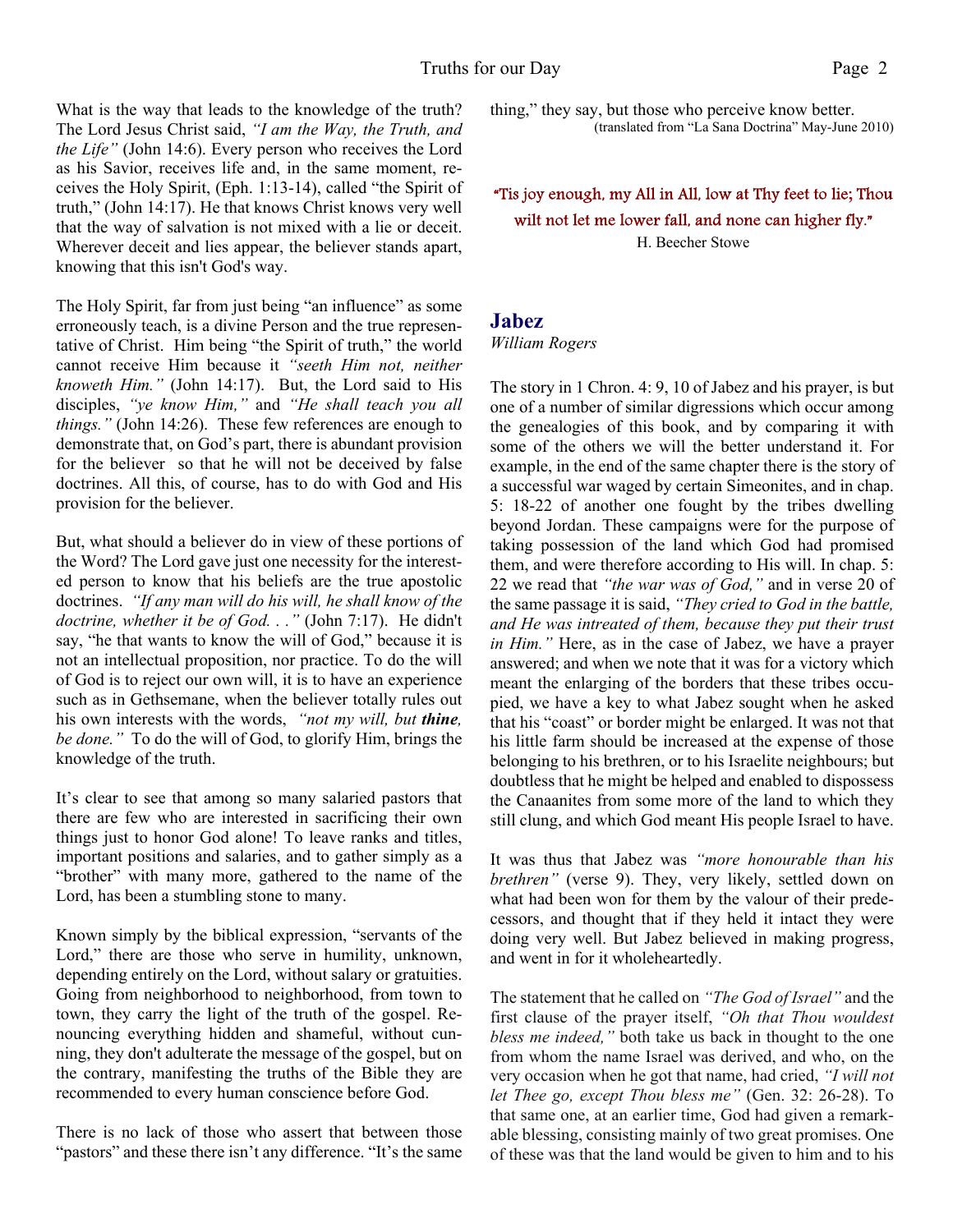What is the way that leads to the knowledge of the truth? The Lord Jesus Christ said, *"I am the Way, the Truth, and the Life"* (John 14:6). Every person who receives the Lord as his Savior, receives life and, in the same moment, receives the Holy Spirit, (Eph. 1:13-14), called "the Spirit of truth," (John 14:17). He that knows Christ knows very well that the way of salvation is not mixed with a lie or deceit. Wherever deceit and lies appear, the believer stands apart, knowing that this isn't God's way.

The Holy Spirit, far from just being "an influence" as some erroneously teach, is a divine Person and the true representative of Christ. Him being "the Spirit of truth," the world cannot receive Him because it *"seeth Him not, neither knoweth Him."* (John 14:17). But, the Lord said to His disciples, *"ye know Him,"* and *"He shall teach you all things."* (John 14:26). These few references are enough to demonstrate that, on God's part, there is abundant provision for the believer so that he will not be deceived by false doctrines. All this, of course, has to do with God and His provision for the believer.

But, what should a believer do in view of these portions of the Word? The Lord gave just one necessity for the interested person to know that his beliefs are the true apostolic doctrines. *"If any man will do his will, he shall know of the doctrine, whether it be of God. . ."* (John 7:17). He didn't say, "he that wants to know the will of God," because it is not an intellectual proposition, nor practice. To do the will of God is to reject our own will, it is to have an experience such as in Gethsemane, when the believer totally rules out his own interests with the words, *"not my will, but **thine**, be done."* To do the will of God, to glorify Him, brings the knowledge of the truth.

It's clear to see that among so many salaried pastors that there are few who are interested in sacrificing their own things just to honor God alone! To leave ranks and titles, important positions and salaries, and to gather simply as a "brother" with many more, gathered to the name of the Lord, has been a stumbling stone to many.

Known simply by the biblical expression, "servants of the Lord," there are those who serve in humility, unknown, depending entirely on the Lord, without salary or gratuities. Going from neighborhood to neighborhood, from town to town, they carry the light of the truth of the gospel. Renouncing everything hidden and shameful, without cunning, they don't adulterate the message of the gospel, but on the contrary, manifesting the truths of the Bible they are recommended to every human conscience before God.

There is no lack of those who assert that between those "pastors" and these there isn't any difference. "It's the same thing," they say, but those who perceive know better.

(translated from "La Sana Doctrina" May-June 2010)

"Tis joy enough, my All in All, low at Thy feet to lie; Thou wilt not let me lower fall, and none can higher fly."

H. Beecher Stowe

## Jabez

*William Rogers*

The story in 1 Chron. 4: 9, 10 of Jabez and his prayer, is but one of a number of similar digressions which occur among the genealogies of this book, and by comparing it with some of the others we will the better understand it. For example, in the end of the same chapter there is the story of a successful war waged by certain Simeonites, and in chap. 5: 18-22 of another one fought by the tribes dwelling beyond Jordan. These campaigns were for the purpose of taking possession of the land which God had promised them, and were therefore according to His will. In chap. 5: 22 we read that *"the war was of God,"* and in verse 20 of the same passage it is said, *"They cried to God in the battle, and He was intreated of them, because they put their trust in Him."* Here, as in the case of Jabez, we have a prayer answered; and when we note that it was for a victory which meant the enlarging of the borders that these tribes occupied, we have a key to what Jabez sought when he asked that his "coast" or border might be enlarged. It was not that his little farm should be increased at the expense of those belonging to his brethren, or to his Israelite neighbours; but doubtless that he might be helped and enabled to dispossess the Canaanites from some more of the land to which they still clung, and which God meant His people Israel to have.

It was thus that Jabez was *"more honourable than his brethren"* (verse 9). They, very likely, settled down on what had been won for them by the valour of their predecessors, and thought that if they held it intact they were doing very well. But Jabez believed in making progress, and went in for it wholeheartedly.

The statement that he called on *"The God of Israel"* and the first clause of the prayer itself, *"Oh that Thou wouldest bless me indeed,"* both take us back in thought to the one from whom the name Israel was derived, and who, on the very occasion when he got that name, had cried, *"I will not let Thee go, except Thou bless me"* (Gen. 32: 26-28). To that same one, at an earlier time, God had given a remarkable blessing, consisting mainly of two great promises. One of these was that the land would be given to him and to his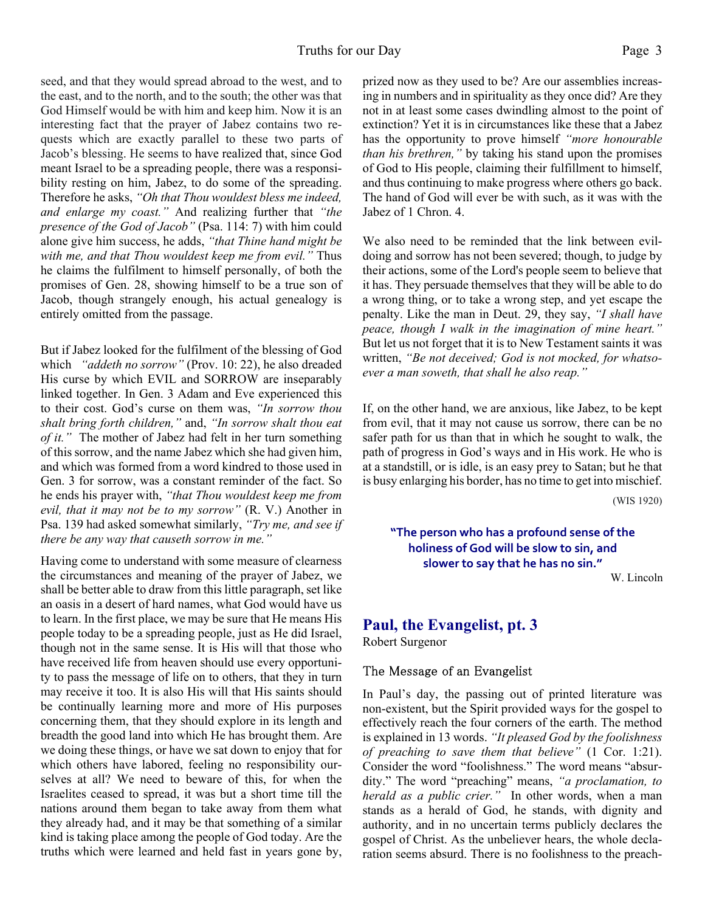seed, and that they would spread abroad to the west, and to the east, and to the north, and to the south; the other was that God Himself would be with him and keep him. Now it is an interesting fact that the prayer of Jabez contains two requests which are exactly parallel to these two parts of Jacob's blessing. He seems to have realized that, since God meant Israel to be a spreading people, there was a responsibility resting on him, Jabez, to do some of the spreading. Therefore he asks, *"Oh that Thou wouldest bless me indeed, and enlarge my coast."* And realizing further that *"the presence of the God of Jacob"* (Psa. 114: 7) with him could alone give him success, he adds, *"that Thine hand might be with me, and that Thou wouldest keep me from evil."* Thus he claims the fulfilment to himself personally, of both the promises of Gen. 28, showing himself to be a true son of Jacob, though strangely enough, his actual genealogy is entirely omitted from the passage.

But if Jabez looked for the fulfilment of the blessing of God which *"addeth no sorrow"* (Prov. 10: 22), he also dreaded His curse by which EVIL and SORROW are inseparably linked together. In Gen. 3 Adam and Eve experienced this to their cost. God's curse on them was, *"In sorrow thou shalt bring forth children,"* and, *"In sorrow shalt thou eat of it."* The mother of Jabez had felt in her turn something of this sorrow, and the name Jabez which she had given him, and which was formed from a word kindred to those used in Gen. 3 for sorrow, was a constant reminder of the fact. So he ends his prayer with, *"that Thou wouldest keep me from evil, that it may not be to my sorrow"* (R. V.) Another in Psa. 139 had asked somewhat similarly, *"Try me, and see if there be any way that causeth sorrow in me."*

Having come to understand with some measure of clearness the circumstances and meaning of the prayer of Jabez, we shall be better able to draw from this little paragraph, set like an oasis in a desert of hard names, what God would have us to learn. In the first place, we may be sure that He means His people today to be a spreading people, just as He did Israel, though not in the same sense. It is His will that those who have received life from heaven should use every opportunity to pass the message of life on to others, that they in turn may receive it too. It is also His will that His saints should be continually learning more and more of His purposes concerning them, that they should explore in its length and breadth the good land into which He has brought them. Are we doing these things, or have we sat down to enjoy that for which others have labored, feeling no responsibility ourselves at all? We need to beware of this, for when the Israelites ceased to spread, it was but a short time till the nations around them began to take away from them what they already had, and it may be that something of a similar kind is taking place among the people of God today. Are the truths which were learned and held fast in years gone by, prized now as they used to be? Are our assemblies increasing in numbers and in spirituality as they once did? Are they not in at least some cases dwindling almost to the point of extinction? Yet it is in circumstances like these that a Jabez has the opportunity to prove himself *"more honourable than his brethren,"* by taking his stand upon the promises of God to His people, claiming their fulfillment to himself, and thus continuing to make progress where others go back. The hand of God will ever be with such, as it was with the Jabez of 1 Chron. 4.

We also need to be reminded that the link between evil-doing and sorrow has not been severed; though, to judge by their actions, some of the Lord's people seem to believe that it has. They persuade themselves that they will be able to do a wrong thing, or to take a wrong step, and yet escape the penalty. Like the man in Deut. 29, they say, *"I shall have peace, though I walk in the imagination of mine heart."* But let us not forget that it is to New Testament saints it was written, *"Be not deceived; God is not mocked, for whatsoever a man soweth, that shall he also reap."*

If, on the other hand, we are anxious, like Jabez, to be kept from evil, that it may not cause us sorrow, there can be no safer path for us than that in which he sought to walk, the path of progress in God's ways and in His work. He who is at a standstill, or is idle, is an easy prey to Satan; but he that is busy enlarging his border, has no time to get into mischief.

(WIS 1920)

**"The person who has a profound sense of the holiness of God will be slow to sin, and slower to say that he has no sin."**

W. Lincoln

## Paul, the Evangelist, pt. 3

Robert Surgenor

### The Message of an Evangelist

In Paul's day, the passing out of printed literature was non-existent, but the Spirit provided ways for the gospel to effectively reach the four corners of the earth. The method is explained in 13 words. *"It pleased God by the foolishness of preaching to save them that believe"* (1 Cor. 1:21). Consider the word "foolishness." The word means "absurdity." The word "preaching" means, *"a proclamation, to herald as a public crier."* In other words, when a man stands as a herald of God, he stands, with dignity and authority, and in no uncertain terms publicly declares the gospel of Christ. As the unbeliever hears, the whole declaration seems absurd. There is no foolishness to the preach-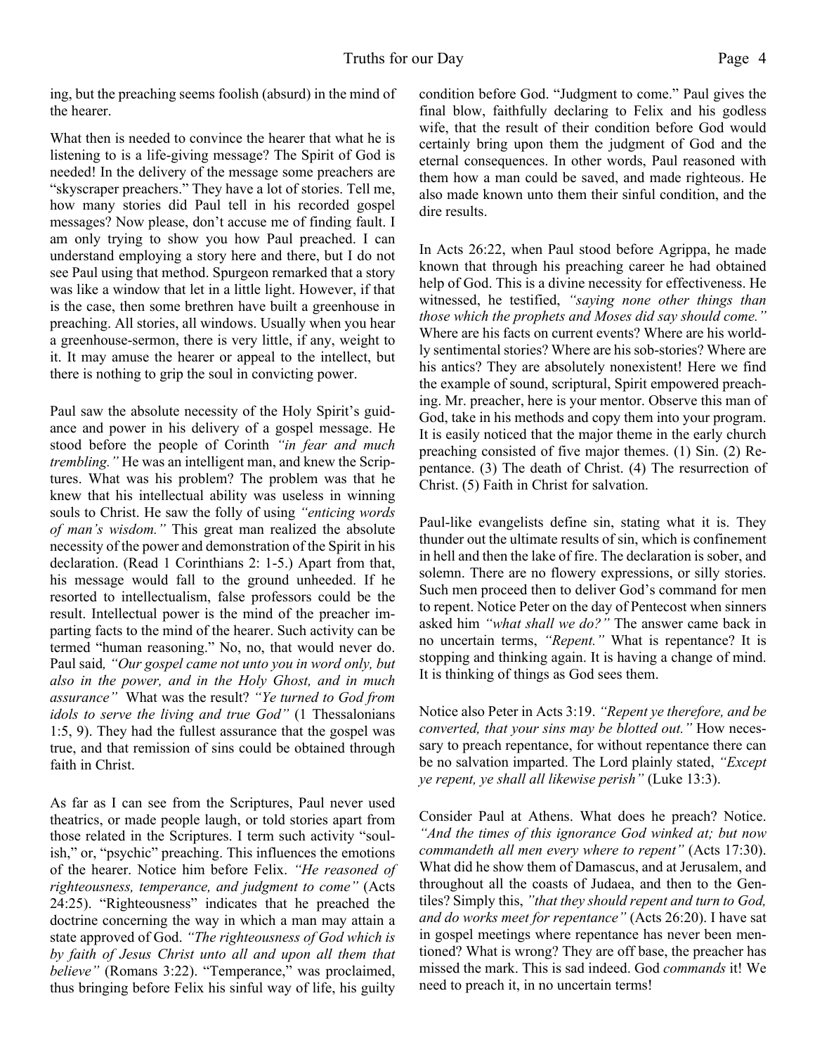ing, but the preaching seems foolish (absurd) in the mind of the hearer.

What then is needed to convince the hearer that what he is listening to is a life-giving message? The Spirit of God is needed! In the delivery of the message some preachers are "skyscraper preachers." They have a lot of stories. Tell me, how many stories did Paul tell in his recorded gospel messages? Now please, don't accuse me of finding fault. I am only trying to show you how Paul preached. I can understand employing a story here and there, but I do not see Paul using that method. Spurgeon remarked that a story was like a window that let in a little light. However, if that is the case, then some brethren have built a greenhouse in preaching. All stories, all windows. Usually when you hear a greenhouse-sermon, there is very little, if any, weight to it. It may amuse the hearer or appeal to the intellect, but there is nothing to grip the soul in convicting power.

Paul saw the absolute necessity of the Holy Spirit's guidance and power in his delivery of a gospel message. He stood before the people of Corinth *"in fear and much trembling."* He was an intelligent man, and knew the Scriptures. What was his problem? The problem was that he knew that his intellectual ability was useless in winning souls to Christ. He saw the folly of using *"enticing words of man's wisdom."* This great man realized the absolute necessity of the power and demonstration of the Spirit in his declaration. (Read 1 Corinthians 2: 1-5.) Apart from that, his message would fall to the ground unheeded. If he resorted to intellectualism, false professors could be the result. Intellectual power is the mind of the preacher imparting facts to the mind of the hearer. Such activity can be termed "human reasoning." No, no, that would never do. Paul said*, "Our gospel came not unto you in word only, but also in the power, and in the Holy Ghost, and in much assurance"* What was the result? *"Ye turned to God from idols to serve the living and true God"* (1 Thessalonians 1:5, 9). They had the fullest assurance that the gospel was true, and that remission of sins could be obtained through faith in Christ.

As far as I can see from the Scriptures, Paul never used theatrics, or made people laugh, or told stories apart from those related in the Scriptures. I term such activity "soulish," or, "psychic" preaching. This influences the emotions of the hearer. Notice him before Felix. *"He reasoned of righteousness, temperance, and judgment to come"* (Acts 24:25). "Righteousness" indicates that he preached the doctrine concerning the way in which a man may attain a state approved of God. *"The righteousness of God which is by faith of Jesus Christ unto all and upon all them that believe"* (Romans 3:22). "Temperance," was proclaimed, thus bringing before Felix his sinful way of life, his guilty condition before God. "Judgment to come." Paul gives the final blow, faithfully declaring to Felix and his godless wife, that the result of their condition before God would certainly bring upon them the judgment of God and the eternal consequences. In other words, Paul reasoned with them how a man could be saved, and made righteous. He also made known unto them their sinful condition, and the dire results.

In Acts 26:22, when Paul stood before Agrippa, he made known that through his preaching career he had obtained help of God. This is a divine necessity for effectiveness. He witnessed, he testified, *"saying none other things than those which the prophets and Moses did say should come."* Where are his facts on current events? Where are his worldly sentimental stories? Where are his sob-stories? Where are his antics? They are absolutely nonexistent! Here we find the example of sound, scriptural, Spirit empowered preaching. Mr. preacher, here is your mentor. Observe this man of God, take in his methods and copy them into your program. It is easily noticed that the major theme in the early church preaching consisted of five major themes. (1) Sin. (2) Repentance. (3) The death of Christ. (4) The resurrection of Christ. (5) Faith in Christ for salvation.

Paul-like evangelists define sin, stating what it is. They thunder out the ultimate results of sin, which is confinement in hell and then the lake of fire. The declaration is sober, and solemn. There are no flowery expressions, or silly stories. Such men proceed then to deliver God's command for men to repent. Notice Peter on the day of Pentecost when sinners asked him *"what shall we do?"* The answer came back in no uncertain terms, *"Repent."* What is repentance? It is stopping and thinking again. It is having a change of mind. It is thinking of things as God sees them.

Notice also Peter in Acts 3:19. *"Repent ye therefore, and be converted, that your sins may be blotted out."* How necessary to preach repentance, for without repentance there can be no salvation imparted. The Lord plainly stated, *"Except ye repent, ye shall all likewise perish"* (Luke 13:3).

Consider Paul at Athens. What does he preach? Notice. *"And the times of this ignorance God winked at; but now commandeth all men every where to repent"* (Acts 17:30). What did he show them of Damascus, and at Jerusalem, and throughout all the coasts of Judaea, and then to the Gentiles? Simply this, *"that they should repent and turn to God, and do works meet for repentance"* (Acts 26:20). I have sat in gospel meetings where repentance has never been mentioned? What is wrong? They are off base, the preacher has missed the mark. This is sad indeed. God *commands* it! We need to preach it, in no uncertain terms!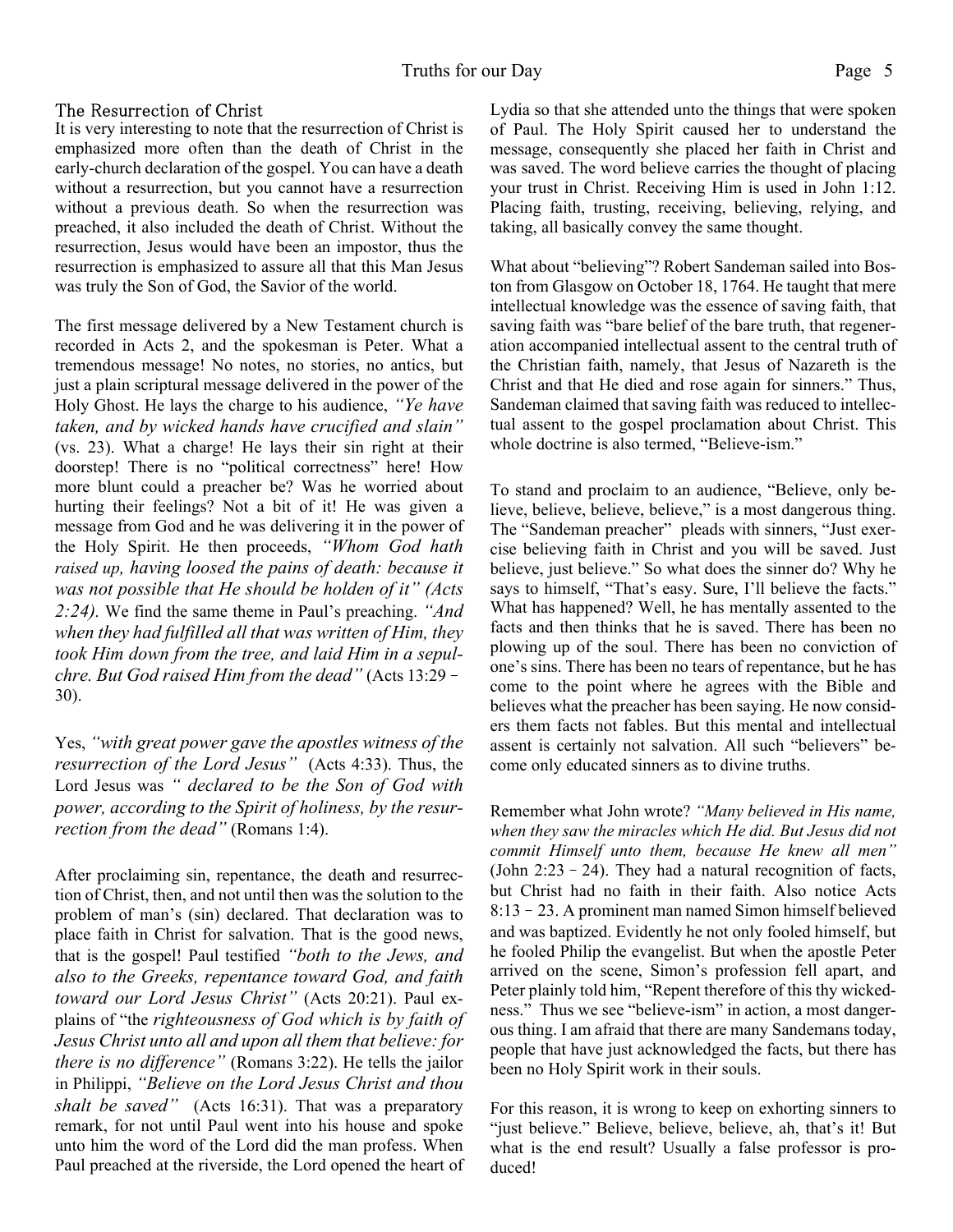## The Resurrection of Christ

It is very interesting to note that the resurrection of Christ is emphasized more often than the death of Christ in the early-church declaration of the gospel. You can have a death without a resurrection, but you cannot have a resurrection without a previous death. So when the resurrection was preached, it also included the death of Christ. Without the resurrection, Jesus would have been an impostor, thus the resurrection is emphasized to assure all that this Man Jesus was truly the Son of God, the Savior of the world.

The first message delivered by a New Testament church is recorded in Acts 2, and the spokesman is Peter. What a tremendous message! No notes, no stories, no antics, but just a plain scriptural message delivered in the power of the Holy Ghost. He lays the charge to his audience, *"Ye have taken, and by wicked hands have crucified and slain"* (vs. 23). What a charge! He lays their sin right at their doorstep! There is no "political correctness" here! How more blunt could a preacher be? Was he worried about hurting their feelings? Not a bit of it! He was given a message from God and he was delivering it in the power of the Holy Spirit. He then proceeds, *"Whom God hath raised up, having loosed the pains of death: because it was not possible that He should be holden of it" (Acts 2:24).* We find the same theme in Paul's preaching. *"And when they had fulfilled all that was written of Him, they took Him down from the tree, and laid Him in a sepulchre. But God raised Him from the dead"* (Acts 13:29 – 30).

Yes, *"with great power gave the apostles witness of the resurrection of the Lord Jesus"* (Acts 4:33). Thus, the Lord Jesus was *" declared to be the Son of God with power, according to the Spirit of holiness, by the resurrection from the dead"* (Romans 1:4).

After proclaiming sin, repentance, the death and resurrection of Christ, then, and not until then was the solution to the problem of man's (sin) declared. That declaration was to place faith in Christ for salvation. That is the good news, that is the gospel! Paul testified *"both to the Jews, and also to the Greeks, repentance toward God, and faith toward our Lord Jesus Christ"* (Acts 20:21). Paul explains of "the *righteousness of God which is by faith of Jesus Christ unto all and upon all them that believe: for there is no difference"* (Romans 3:22). He tells the jailor in Philippi, *"Believe on the Lord Jesus Christ and thou shalt be saved"* (Acts 16:31). That was a preparatory remark, for not until Paul went into his house and spoke unto him the word of the Lord did the man profess. When Paul preached at the riverside, the Lord opened the heart of Lydia so that she attended unto the things that were spoken of Paul. The Holy Spirit caused her to understand the message, consequently she placed her faith in Christ and was saved. The word believe carries the thought of placing your trust in Christ. Receiving Him is used in John 1:12. Placing faith, trusting, receiving, believing, relying, and taking, all basically convey the same thought.

What about "believing"? Robert Sandeman sailed into Boston from Glasgow on October 18, 1764. He taught that mere intellectual knowledge was the essence of saving faith, that saving faith was "bare belief of the bare truth, that regeneration accompanied intellectual assent to the central truth of the Christian faith, namely, that Jesus of Nazareth is the Christ and that He died and rose again for sinners." Thus, Sandeman claimed that saving faith was reduced to intellectual assent to the gospel proclamation about Christ. This whole doctrine is also termed, "Believe-ism."

To stand and proclaim to an audience, "Believe, only believe, believe, believe, believe," is a most dangerous thing. The "Sandeman preacher" pleads with sinners, "Just exercise believing faith in Christ and you will be saved. Just believe, just believe." So what does the sinner do? Why he says to himself, "That's easy. Sure, I'll believe the facts." What has happened? Well, he has mentally assented to the facts and then thinks that he is saved. There has been no plowing up of the soul. There has been no conviction of one's sins. There has been no tears of repentance, but he has come to the point where he agrees with the Bible and believes what the preacher has been saying. He now considers them facts not fables. But this mental and intellectual assent is certainly not salvation. All such "believers" become only educated sinners as to divine truths.

Remember what John wrote? *"Many believed in His name, when they saw the miracles which He did. But Jesus did not commit Himself unto them, because He knew all men"* (John 2:23 – 24). They had a natural recognition of facts, but Christ had no faith in their faith. Also notice Acts 8:13 – 23. A prominent man named Simon himself believed and was baptized. Evidently he not only fooled himself, but he fooled Philip the evangelist. But when the apostle Peter arrived on the scene, Simon's profession fell apart, and Peter plainly told him, "Repent therefore of this thy wickedness." Thus we see "believe-ism" in action, a most dangerous thing. I am afraid that there are many Sandemans today, people that have just acknowledged the facts, but there has been no Holy Spirit work in their souls.

For this reason, it is wrong to keep on exhorting sinners to "just believe." Believe, believe, believe, ah, that's it! But what is the end result? Usually a false professor is produced!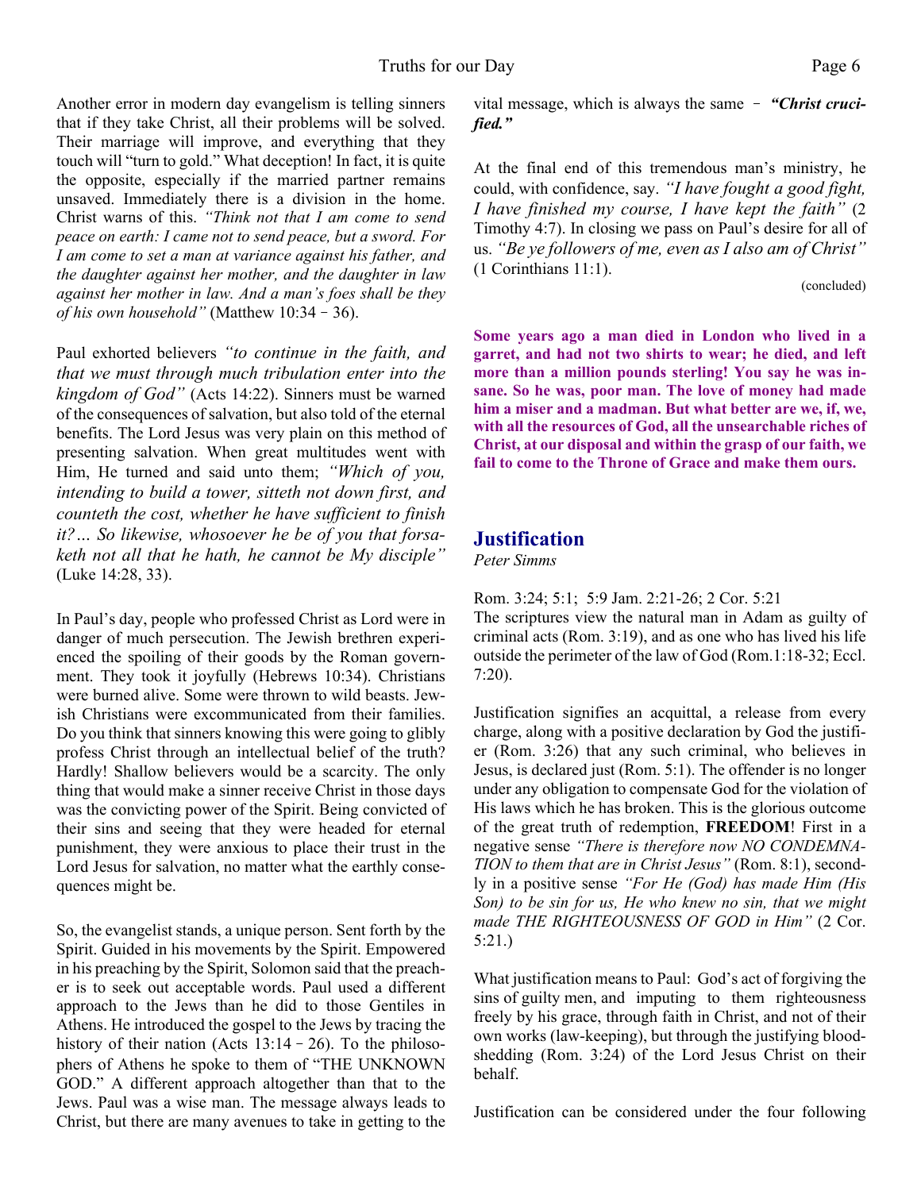Another error in modern day evangelism is telling sinners that if they take Christ, all their problems will be solved. Their marriage will improve, and everything that they touch will "turn to gold." What deception! In fact, it is quite the opposite, especially if the married partner remains unsaved. Immediately there is a division in the home. Christ warns of this. *"Think not that I am come to send peace on earth: I came not to send peace, but a sword. For I am come to set a man at variance against his father, and the daughter against her mother, and the daughter in law against her mother in law. And a man's foes shall be they of his own household"* (Matthew 10:34 – 36).

Paul exhorted believers *"to continue in the faith, and that we must through much tribulation enter into the kingdom of God"* (Acts 14:22). Sinners must be warned of the consequences of salvation, but also told of the eternal benefits. The Lord Jesus was very plain on this method of presenting salvation. When great multitudes went with Him, He turned and said unto them; *"Which of you, intending to build a tower, sitteth not down first, and counteth the cost, whether he have sufficient to finish it?… So likewise, whosoever he be of you that forsaketh not all that he hath, he cannot be My disciple"* (Luke 14:28, 33).

In Paul's day, people who professed Christ as Lord were in danger of much persecution. The Jewish brethren experienced the spoiling of their goods by the Roman government. They took it joyfully (Hebrews 10:34). Christians were burned alive. Some were thrown to wild beasts. Jewish Christians were excommunicated from their families. Do you think that sinners knowing this were going to glibly profess Christ through an intellectual belief of the truth? Hardly! Shallow believers would be a scarcity. The only thing that would make a sinner receive Christ in those days was the convicting power of the Spirit. Being convicted of their sins and seeing that they were headed for eternal punishment, they were anxious to place their trust in the Lord Jesus for salvation, no matter what the earthly consequences might be.

So, the evangelist stands, a unique person. Sent forth by the Spirit. Guided in his movements by the Spirit. Empowered in his preaching by the Spirit, Solomon said that the preacher is to seek out acceptable words. Paul used a different approach to the Jews than he did to those Gentiles in Athens. He introduced the gospel to the Jews by tracing the history of their nation (Acts 13:14 – 26). To the philosophers of Athens he spoke to them of "THE UNKNOWN GOD." A different approach altogether than that to the Jews. Paul was a wise man. The message always leads to Christ, but there are many avenues to take in getting to the vital message, which is always the same – ***"Christ crucified."***

At the final end of this tremendous man's ministry, he could, with confidence, say. *"I have fought a good fight, I have finished my course, I have kept the faith"* (2 Timothy 4:7). In closing we pass on Paul's desire for all of us. *"Be ye followers of me, even as I also am of Christ"* (1 Corinthians 11:1).

(concluded)

**Some years ago a man died in London who lived in a garret, and had not two shirts to wear; he died, and left more than a million pounds sterling! You say he was insane. So he was, poor man. The love of money had made him a miser and a madman. But what better are we, if, we, with all the resources of God, all the unsearchable riches of Christ, at our disposal and within the grasp of our faith, we fail to come to the Throne of Grace and make them ours.**

## Justification

*Peter Simms*

Rom. 3:24; 5:1; 5:9 Jam. 2:21-26; 2 Cor. 5:21

The scriptures view the natural man in Adam as guilty of criminal acts (Rom. 3:19), and as one who has lived his life outside the perimeter of the law of God (Rom.1:18-32; Eccl. 7:20).

Justification signifies an acquittal, a release from every charge, along with a positive declaration by God the justifier (Rom. 3:26) that any such criminal, who believes in Jesus, is declared just (Rom. 5:1). The offender is no longer under any obligation to compensate God for the violation of His laws which he has broken. This is the glorious outcome of the great truth of redemption, **FREEDOM**! First in a negative sense *"There is therefore now NO CONDEMNATION to them that are in Christ Jesus"* (Rom. 8:1), secondly in a positive sense *"For He (God) has made Him (His Son) to be sin for us, He who knew no sin, that we might made THE RIGHTEOUSNESS OF GOD in Him"* (2 Cor. 5:21.)

What justification means to Paul: God's act of forgiving the sins of guilty men, and imputing to them righteousness freely by his grace, through faith in Christ, and not of their own works (law-keeping), but through the justifying blood-shedding (Rom. 3:24) of the Lord Jesus Christ on their behalf.

Justification can be considered under the four following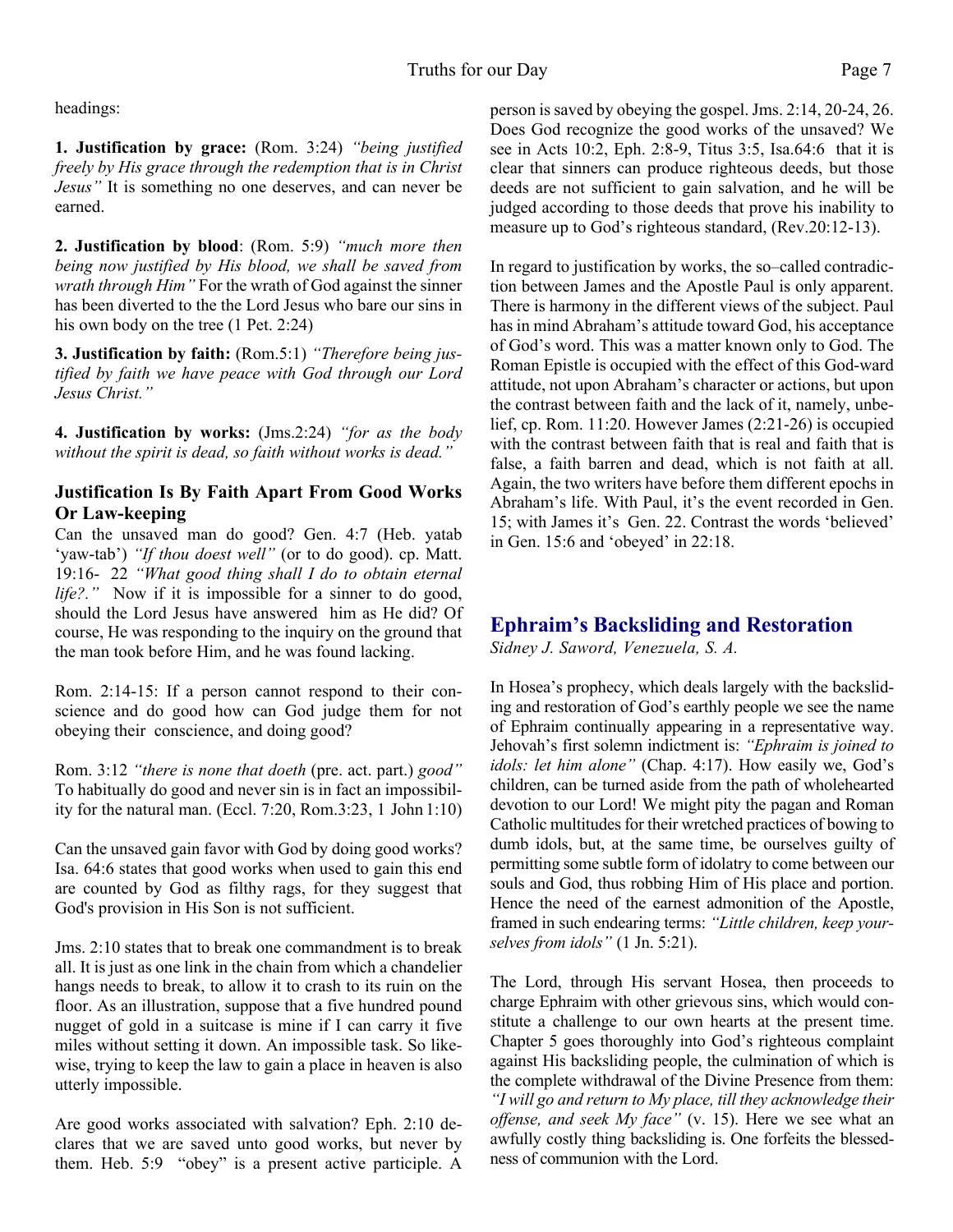headings:

**1. Justification by grace:** (Rom. 3:24) *"being justified freely by His grace through the redemption that is in Christ Jesus"* It is something no one deserves, and can never be earned.

**2. Justification by blood**: (Rom. 5:9) *"much more then being now justified by His blood, we shall be saved from wrath through Him"* For the wrath of God against the sinner has been diverted to the the Lord Jesus who bare our sins in his own body on the tree (1 Pet. 2:24)

**3. Justification by faith:** (Rom.5:1) *"Therefore being justified by faith we have peace with God through our Lord Jesus Christ."*

**4. Justification by works:** (Jms.2:24) *"for as the body without the spirit is dead, so faith without works is dead."*

### Justification Is By Faith Apart From Good Works Or Law-keeping

Can the unsaved man do good? Gen. 4:7 (Heb. yatab 'yaw-tab') *"If thou doest well"* (or to do good). cp. Matt. 19:16- 22 *"What good thing shall I do to obtain eternal life?."* Now if it is impossible for a sinner to do good, should the Lord Jesus have answered him as He did? Of course, He was responding to the inquiry on the ground that the man took before Him, and he was found lacking.

Rom. 2:14-15: If a person cannot respond to their conscience and do good how can God judge them for not obeying their conscience, and doing good?

Rom. 3:12 *"there is none that doeth* (pre. act. part.) *good"* To habitually do good and never sin is in fact an impossibility for the natural man. (Eccl. 7:20, Rom.3:23, 1 John 1:10)

Can the unsaved gain favor with God by doing good works? Isa. 64:6 states that good works when used to gain this end are counted by God as filthy rags, for they suggest that God's provision in His Son is not sufficient.

Jms. 2:10 states that to break one commandment is to break all. It is just as one link in the chain from which a chandelier hangs needs to break, to allow it to crash to its ruin on the floor. As an illustration, suppose that a five hundred pound nugget of gold in a suitcase is mine if I can carry it five miles without setting it down. An impossible task. So likewise, trying to keep the law to gain a place in heaven is also utterly impossible.

Are good works associated with salvation? Eph. 2:10 declares that we are saved unto good works, but never by them. Heb. 5:9 "obey" is a present active participle. A person is saved by obeying the gospel. Jms. 2:14, 20-24, 26. Does God recognize the good works of the unsaved? We see in Acts 10:2, Eph. 2:8-9, Titus 3:5, Isa.64:6 that it is clear that sinners can produce righteous deeds, but those deeds are not sufficient to gain salvation, and he will be judged according to those deeds that prove his inability to measure up to God's righteous standard, (Rev.20:12-13).

In regard to justification by works, the so–called contradiction between James and the Apostle Paul is only apparent. There is harmony in the different views of the subject. Paul has in mind Abraham's attitude toward God, his acceptance of God's word. This was a matter known only to God. The Roman Epistle is occupied with the effect of this God-ward attitude, not upon Abraham's character or actions, but upon the contrast between faith and the lack of it, namely, unbelief, cp. Rom. 11:20. However James (2:21-26) is occupied with the contrast between faith that is real and faith that is false, a faith barren and dead, which is not faith at all. Again, the two writers have before them different epochs in Abraham's life. With Paul, it's the event recorded in Gen. 15; with James it's Gen. 22. Contrast the words 'believed' in Gen. 15:6 and 'obeyed' in 22:18.

## Ephraim's Backsliding and Restoration

*Sidney J. Saword, Venezuela, S. A.*

In Hosea's prophecy, which deals largely with the backsliding and restoration of God's earthly people we see the name of Ephraim continually appearing in a representative way. Jehovah's first solemn indictment is: *"Ephraim is joined to idols: let him alone"* (Chap. 4:17). How easily we, God's children, can be turned aside from the path of wholehearted devotion to our Lord! We might pity the pagan and Roman Catholic multitudes for their wretched practices of bowing to dumb idols, but, at the same time, be ourselves guilty of permitting some subtle form of idolatry to come between our souls and God, thus robbing Him of His place and portion. Hence the need of the earnest admonition of the Apostle, framed in such endearing terms: *"Little children, keep yourselves from idols"* (1 Jn. 5:21).

The Lord, through His servant Hosea, then proceeds to charge Ephraim with other grievous sins, which would constitute a challenge to our own hearts at the present time. Chapter 5 goes thoroughly into God's righteous complaint against His backsliding people, the culmination of which is the complete withdrawal of the Divine Presence from them: *"I will go and return to My place, till they acknowledge their offense, and seek My face"* (v. 15). Here we see what an awfully costly thing backsliding is. One forfeits the blessedness of communion with the Lord.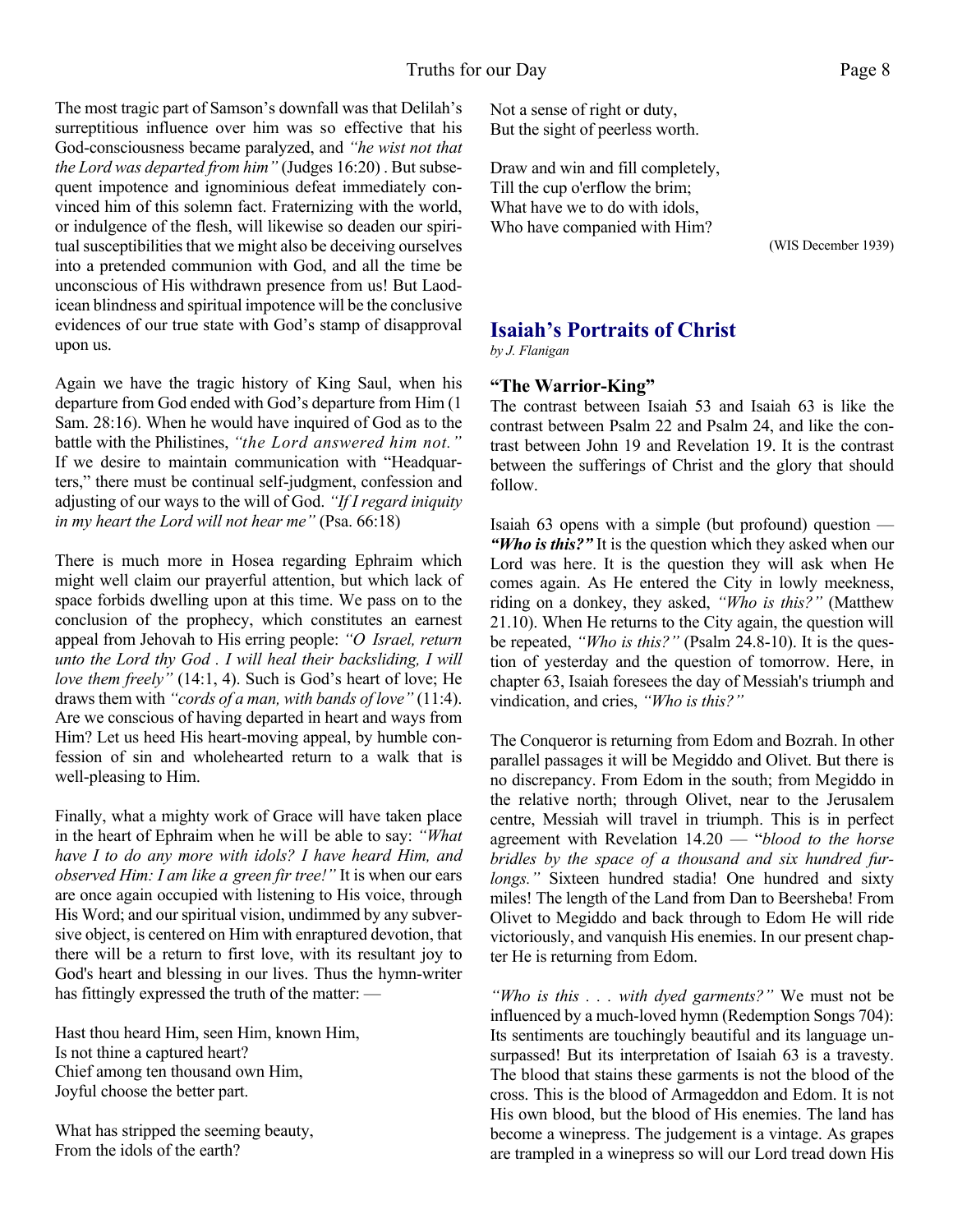The most tragic part of Samson's downfall was that Delilah's surreptitious influence over him was so effective that his God-consciousness became paralyzed, and *"he wist not that the Lord was departed from him"* (Judges 16:20) . But subsequent impotence and ignominious defeat immediately convinced him of this solemn fact. Fraternizing with the world, or indulgence of the flesh, will likewise so deaden our spiritual susceptibilities that we might also be deceiving ourselves into a pretended communion with God, and all the time be unconscious of His withdrawn presence from us! But Laodicean blindness and spiritual impotence will be the conclusive evidences of our true state with God's stamp of disapproval upon us.

Again we have the tragic history of King Saul, when his departure from God ended with God's departure from Him (1 Sam. 28:16). When he would have inquired of God as to the battle with the Philistines, *"the Lord answered him not."* If we desire to maintain communication with "Headquarters," there must be continual self-judgment, confession and adjusting of our ways to the will of God. *"If I regard iniquity in my heart the Lord will not hear me"* (Psa. 66:18)

There is much more in Hosea regarding Ephraim which might well claim our prayerful attention, but which lack of space forbids dwelling upon at this time. We pass on to the conclusion of the prophecy, which constitutes an earnest appeal from Jehovah to His erring people: *"O Israel, return unto the Lord thy God . I will heal their backsliding, I will love them freely"* (14:1, 4). Such is God's heart of love; He draws them with *"cords of a man, with bands of love"* (11:4). Are we conscious of having departed in heart and ways from Him? Let us heed His heart-moving appeal, by humble confession of sin and wholehearted return to a walk that is well-pleasing to Him.

Finally, what a mighty work of Grace will have taken place in the heart of Ephraim when he will be able to say: *"What have I to do any more with idols? I have heard Him, and observed Him: I am like a green fir tree!"* It is when our ears are once again occupied with listening to His voice, through His Word; and our spiritual vision, undimmed by any subversive object, is centered on Him with enraptured devotion, that there will be a return to first love, with its resultant joy to God's heart and blessing in our lives. Thus the hymn-writer has fittingly expressed the truth of the matter: —

Hast thou heard Him, seen Him, known Him,
Is not thine a captured heart?
Chief among ten thousand own Him,
Joyful choose the better part.

What has stripped the seeming beauty,
From the idols of the earth?
Not a sense of right or duty,
But the sight of peerless worth.

Draw and win and fill completely,
Till the cup o'erflow the brim;
What have we to do with idols,
Who have companied with Him?

(WIS December 1939)

## Isaiah's Portraits of Christ

*by J. Flanigan*

### "The Warrior-King"

The contrast between Isaiah 53 and Isaiah 63 is like the contrast between Psalm 22 and Psalm 24, and like the contrast between John 19 and Revelation 19. It is the contrast between the sufferings of Christ and the glory that should follow.

Isaiah 63 opens with a simple (but profound) question — ***"Who is this?"*** It is the question which they asked when our Lord was here. It is the question they will ask when He comes again. As He entered the City in lowly meekness, riding on a donkey, they asked, *"Who is this?"* (Matthew 21.10). When He returns to the City again, the question will be repeated, *"Who is this?"* (Psalm 24.8-10). It is the question of yesterday and the question of tomorrow. Here, in chapter 63, Isaiah foresees the day of Messiah's triumph and vindication, and cries, *"Who is this?"*

The Conqueror is returning from Edom and Bozrah. In other parallel passages it will be Megiddo and Olivet. But there is no discrepancy. From Edom in the south; from Megiddo in the relative north; through Olivet, near to the Jerusalem centre, Messiah will travel in triumph. This is in perfect agreement with Revelation 14.20 — "*blood to the horse bridles by the space of a thousand and six hundred furlongs."* Sixteen hundred stadia! One hundred and sixty miles! The length of the Land from Dan to Beersheba! From Olivet to Megiddo and back through to Edom He will ride victoriously, and vanquish His enemies. In our present chapter He is returning from Edom.

*"Who is this . . . with dyed garments?"* We must not be influenced by a much-loved hymn (Redemption Songs 704): Its sentiments are touchingly beautiful and its language unsurpassed! But its interpretation of Isaiah 63 is a travesty. The blood that stains these garments is not the blood of the cross. This is the blood of Armageddon and Edom. It is not His own blood, but the blood of His enemies. The land has become a winepress. The judgement is a vintage. As grapes are trampled in a winepress so will our Lord tread down His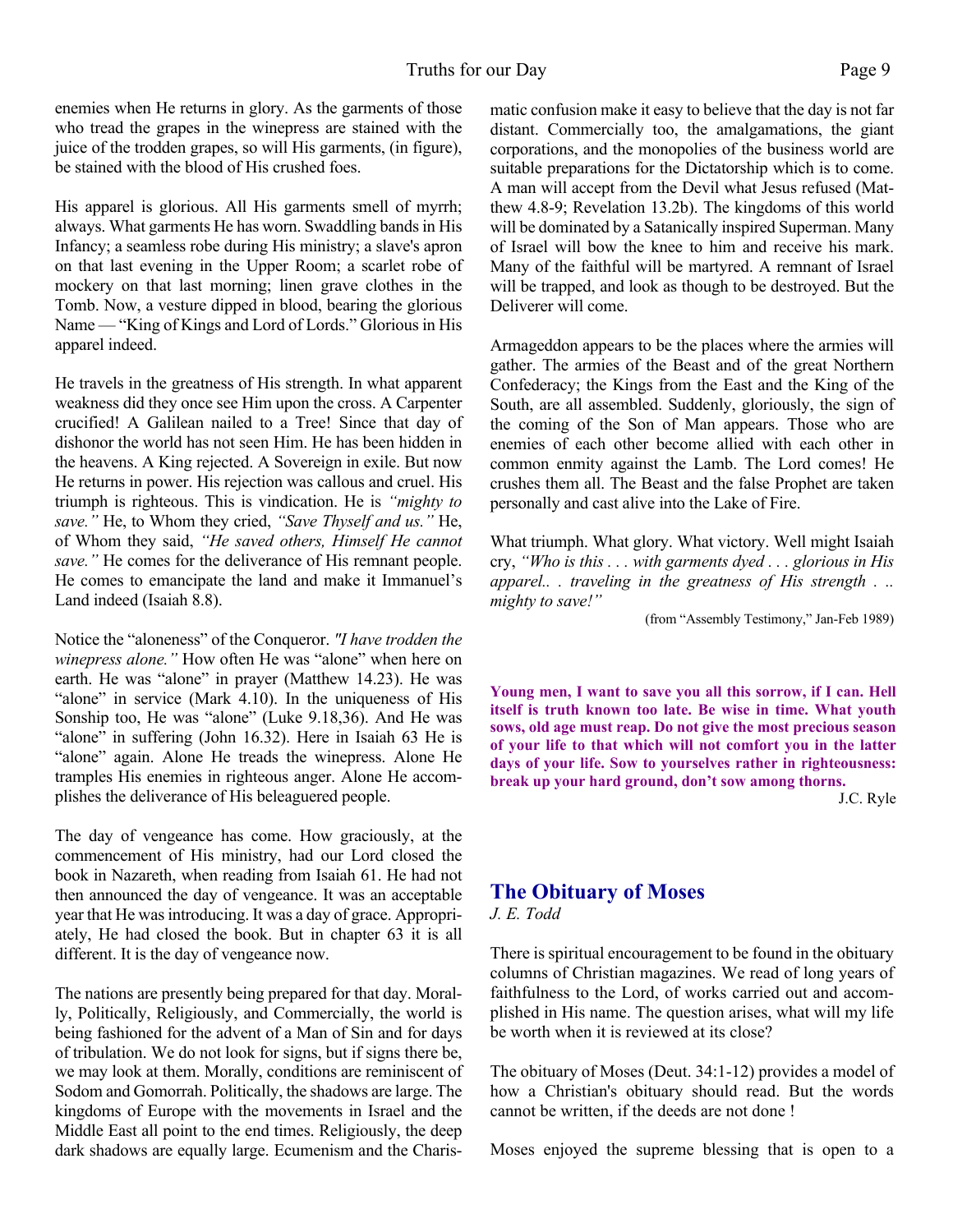enemies when He returns in glory. As the garments of those who tread the grapes in the winepress are stained with the juice of the trodden grapes, so will His garments, (in figure), be stained with the blood of His crushed foes.

His apparel is glorious. All His garments smell of myrrh; always. What garments He has worn. Swaddling bands in His Infancy; a seamless robe during His ministry; a slave's apron on that last evening in the Upper Room; a scarlet robe of mockery on that last morning; linen grave clothes in the Tomb. Now, a vesture dipped in blood, bearing the glorious Name — "King of Kings and Lord of Lords." Glorious in His apparel indeed.

He travels in the greatness of His strength. In what apparent weakness did they once see Him upon the cross. A Carpenter crucified! A Galilean nailed to a Tree! Since that day of dishonor the world has not seen Him. He has been hidden in the heavens. A King rejected. A Sovereign in exile. But now He returns in power. His rejection was callous and cruel. His triumph is righteous. This is vindication. He is *"mighty to save."* He, to Whom they cried, *"Save Thyself and us."* He, of Whom they said, *"He saved others, Himself He cannot save."* He comes for the deliverance of His remnant people. He comes to emancipate the land and make it Immanuel's Land indeed (Isaiah 8.8).

Notice the "aloneness" of the Conqueror. *"I have trodden the winepress alone."* How often He was "alone" when here on earth. He was "alone" in prayer (Matthew 14.23). He was "alone" in service (Mark 4.10). In the uniqueness of His Sonship too, He was "alone" (Luke 9.18,36). And He was "alone" in suffering (John 16.32). Here in Isaiah 63 He is "alone" again. Alone He treads the winepress. Alone He tramples His enemies in righteous anger. Alone He accomplishes the deliverance of His beleaguered people.

The day of vengeance has come. How graciously, at the commencement of His ministry, had our Lord closed the book in Nazareth, when reading from Isaiah 61. He had not then announced the day of vengeance. It was an acceptable year that He was introducing. It was a day of grace. Appropriately, He had closed the book. But in chapter 63 it is all different. It is the day of vengeance now.

The nations are presently being prepared for that day. Morally, Politically, Religiously, and Commercially, the world is being fashioned for the advent of a Man of Sin and for days of tribulation. We do not look for signs, but if signs there be, we may look at them. Morally, conditions are reminiscent of Sodom and Gomorrah. Politically, the shadows are large. The kingdoms of Europe with the movements in Israel and the Middle East all point to the end times. Religiously, the deep dark shadows are equally large. Ecumenism and the Charismatic confusion make it easy to believe that the day is not far distant. Commercially too, the amalgamations, the giant corporations, and the monopolies of the business world are suitable preparations for the Dictatorship which is to come. A man will accept from the Devil what Jesus refused (Matthew 4.8-9; Revelation 13.2b). The kingdoms of this world will be dominated by a Satanically inspired Superman. Many of Israel will bow the knee to him and receive his mark. Many of the faithful will be martyred. A remnant of Israel will be trapped, and look as though to be destroyed. But the Deliverer will come.

Armageddon appears to be the places where the armies will gather. The armies of the Beast and of the great Northern Confederacy; the Kings from the East and the King of the South, are all assembled. Suddenly, gloriously, the sign of the coming of the Son of Man appears. Those who are enemies of each other become allied with each other in common enmity against the Lamb. The Lord comes! He crushes them all. The Beast and the false Prophet are taken personally and cast alive into the Lake of Fire.

What triumph. What glory. What victory. Well might Isaiah cry, *"Who is this . . . with garments dyed . . . glorious in His apparel.. . traveling in the greatness of His strength . .. mighty to save!"*

(from "Assembly Testimony," Jan-Feb 1989)

**Young men, I want to save you all this sorrow, if I can. Hell itself is truth known too late. Be wise in time. What youth sows, old age must reap. Do not give the most precious season of your life to that which will not comfort you in the latter days of your life. Sow to yourselves rather in righteousness: break up your hard ground, don't sow among thorns.**

J.C. Ryle

## The Obituary of Moses

*J. E. Todd*

There is spiritual encouragement to be found in the obituary columns of Christian magazines. We read of long years of faithfulness to the Lord, of works carried out and accomplished in His name. The question arises, what will my life be worth when it is reviewed at its close?

The obituary of Moses (Deut. 34:1-12) provides a model of how a Christian's obituary should read. But the words cannot be written, if the deeds are not done !

Moses enjoyed the supreme blessing that is open to a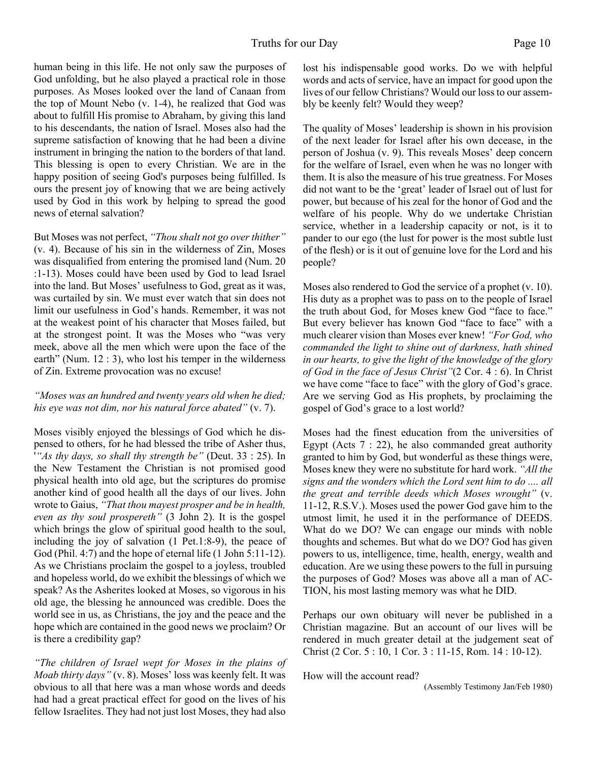human being in this life. He not only saw the purposes of God unfolding, but he also played a practical role in those purposes. As Moses looked over the land of Canaan from the top of Mount Nebo (v. 1-4), he realized that God was about to fulfill His promise to Abraham, by giving this land to his descendants, the nation of Israel. Moses also had the supreme satisfaction of knowing that he had been a divine instrument in bringing the nation to the borders of that land. This blessing is open to every Christian. We are in the happy position of seeing God's purposes being fulfilled. Is ours the present joy of knowing that we are being actively used by God in this work by helping to spread the good news of eternal salvation?

But Moses was not perfect, *"Thou shalt not go over thither"* (v. 4). Because of his sin in the wilderness of Zin, Moses was disqualified from entering the promised land (Num. 20 :1-13). Moses could have been used by God to lead Israel into the land. But Moses' usefulness to God, great as it was, was curtailed by sin. We must ever watch that sin does not limit our usefulness in God's hands. Remember, it was not at the weakest point of his character that Moses failed, but at the strongest point. It was the Moses who "was very meek, above all the men which were upon the face of the earth" (Num. 12 : 3), who lost his temper in the wilderness of Zin. Extreme provocation was no excuse!

*"Moses was an hundred and twenty years old when he died; his eye was not dim, nor his natural force abated"* (v. 7).

Moses visibly enjoyed the blessings of God which he dispensed to others, for he had blessed the tribe of Asher thus, '*"As thy days, so shall thy strength be"* (Deut. 33 : 25). In the New Testament the Christian is not promised good physical health into old age, but the scriptures do promise another kind of good health all the days of our lives. John wrote to Gaius, *"That thou mayest prosper and be in health, even as thy soul prospereth"* (3 John 2). It is the gospel which brings the glow of spiritual good health to the soul, including the joy of salvation (1 Pet.1:8-9), the peace of God (Phil. 4:7) and the hope of eternal life (1 John 5:11-12). As we Christians proclaim the gospel to a joyless, troubled and hopeless world, do we exhibit the blessings of which we speak? As the Asherites looked at Moses, so vigorous in his old age, the blessing he announced was credible. Does the world see in us, as Christians, the joy and the peace and the hope which are contained in the good news we proclaim? Or is there a credibility gap?

*"The children of Israel wept for Moses in the plains of Moab thirty days"* (v. 8). Moses' loss was keenly felt. It was obvious to all that here was a man whose words and deeds had had a great practical effect for good on the lives of his fellow Israelites. They had not just lost Moses, they had also lost his indispensable good works. Do we with helpful words and acts of service, have an impact for good upon the lives of our fellow Christians? Would our loss to our assembly be keenly felt? Would they weep?

The quality of Moses' leadership is shown in his provision of the next leader for Israel after his own decease, in the person of Joshua (v. 9). This reveals Moses' deep concern for the welfare of Israel, even when he was no longer with them. It is also the measure of his true greatness. For Moses did not want to be the 'great' leader of Israel out of lust for power, but because of his zeal for the honor of God and the welfare of his people. Why do we undertake Christian service, whether in a leadership capacity or not, is it to pander to our ego (the lust for power is the most subtle lust of the flesh) or is it out of genuine love for the Lord and his people?

Moses also rendered to God the service of a prophet (v. 10). His duty as a prophet was to pass on to the people of Israel the truth about God, for Moses knew God "face to face." But every believer has known God "face to face" with a much clearer vision than Moses ever knew! *"For God, who commanded the light to shine out of darkness, hath shined in our hearts, to give the light of the knowledge of the glory of God in the face of Jesus Christ"*(2 Cor. 4 : 6). In Christ we have come "face to face" with the glory of God's grace. Are we serving God as His prophets, by proclaiming the gospel of God's grace to a lost world?

Moses had the finest education from the universities of Egypt (Acts 7 : 22), he also commanded great authority granted to him by God, but wonderful as these things were, Moses knew they were no substitute for hard work. *"All the signs and the wonders which the Lord sent him to do .... all the great and terrible deeds which Moses wrought"* (v. 11-12, R.S.V.). Moses used the power God gave him to the utmost limit, he used it in the performance of DEEDS. What do we DO? We can engage our minds with noble thoughts and schemes. But what do we DO? God has given powers to us, intelligence, time, health, energy, wealth and education. Are we using these powers to the full in pursuing the purposes of God? Moses was above all a man of ACTION, his most lasting memory was what he DID.

Perhaps our own obituary will never be published in a Christian magazine. But an account of our lives will be rendered in much greater detail at the judgement seat of Christ (2 Cor. 5 : 10, 1 Cor. 3 : 11-15, Rom. 14 : 10-12).

How will the account read?

(Assembly Testimony Jan/Feb 1980)